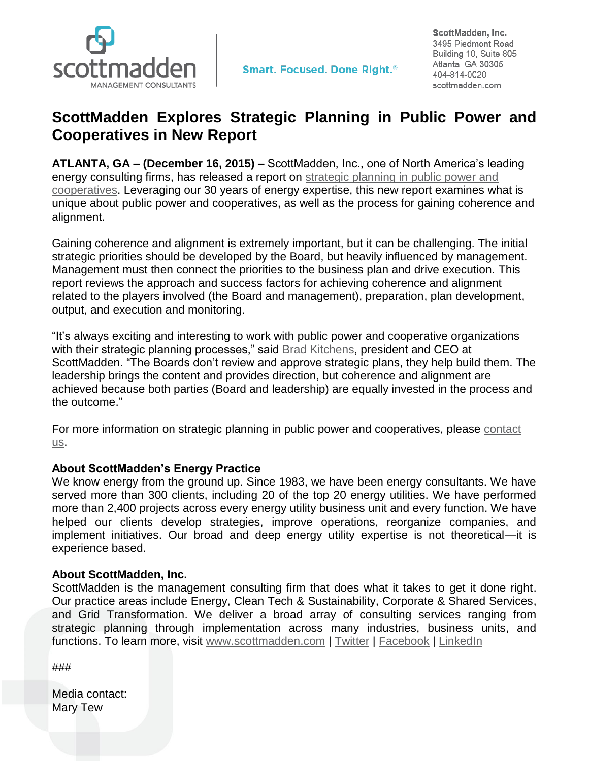ScottMadden, Inc.
3495 Piedmont Road
Building 10, Suite 805
Atlanta, GA 30305
404-814-0020
scottmadden.com

Smart. Focused. Done Right.®

# ScottMadden Explores Strategic Planning in Public Power and Cooperatives in New Report

**ATLANTA, GA – (December 16, 2015) –** ScottMadden, Inc., one of North America's leading energy consulting firms, has released a report on strategic planning in public power and cooperatives. Leveraging our 30 years of energy expertise, this new report examines what is unique about public power and cooperatives, as well as the process for gaining coherence and alignment.

Gaining coherence and alignment is extremely important, but it can be challenging. The initial strategic priorities should be developed by the Board, but heavily influenced by management. Management must then connect the priorities to the business plan and drive execution. This report reviews the approach and success factors for achieving coherence and alignment related to the players involved (the Board and management), preparation, plan development, output, and execution and monitoring.

"It's always exciting and interesting to work with public power and cooperative organizations with their strategic planning processes," said Brad Kitchens, president and CEO at ScottMadden. "The Boards don't review and approve strategic plans, they help build them. The leadership brings the content and provides direction, but coherence and alignment are achieved because both parties (Board and leadership) are equally invested in the process and the outcome."

For more information on strategic planning in public power and cooperatives, please contact us.

**About ScottMadden's Energy Practice**

We know energy from the ground up. Since 1983, we have been energy consultants. We have served more than 300 clients, including 20 of the top 20 energy utilities. We have performed more than 2,400 projects across every energy utility business unit and every function. We have helped our clients develop strategies, improve operations, reorganize companies, and implement initiatives. Our broad and deep energy utility expertise is not theoretical—it is experience based.

**About ScottMadden, Inc.**

ScottMadden is the management consulting firm that does what it takes to get it done right. Our practice areas include Energy, Clean Tech & Sustainability, Corporate & Shared Services, and Grid Transformation. We deliver a broad array of consulting services ranging from strategic planning through implementation across many industries, business units, and functions. To learn more, visit www.scottmadden.com | Twitter | Facebook | LinkedIn

###

Media contact:
Mary Tew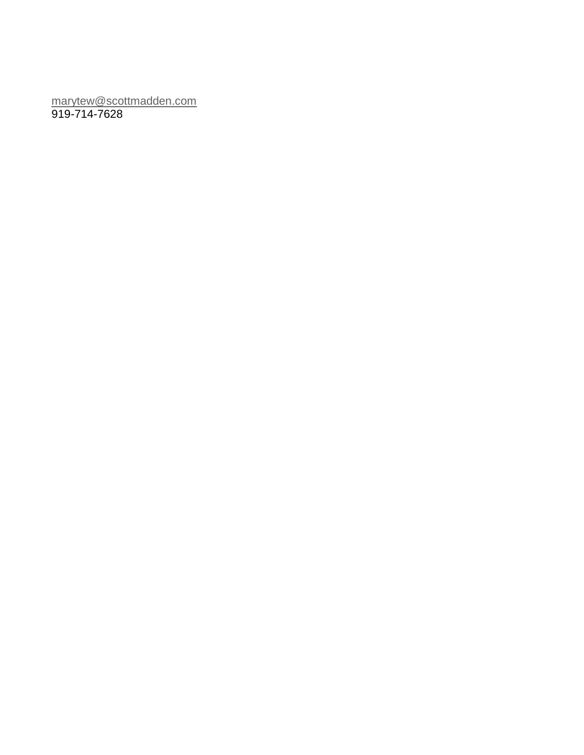marytew@scottmadden.com
919-714-7628